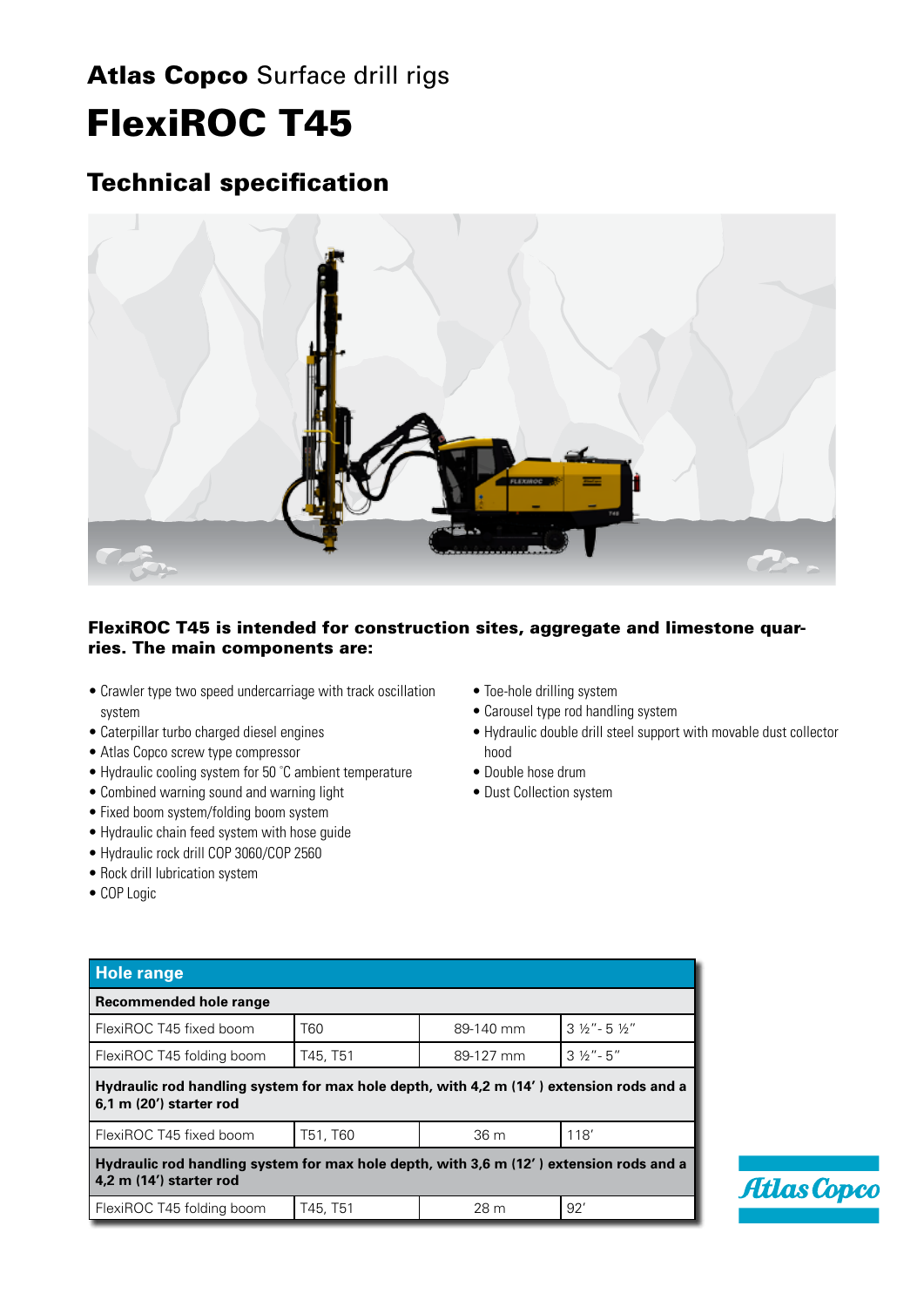**Atlas Copco** Surface drill rigs

# FlexiROC T45

## Technical specification

**FlexiROC T45 is intended for construction sites, aggregate and limestone quarries. The main components are:**

- Crawler type two speed undercarriage with track oscillation system
- Caterpillar turbo charged diesel engines
- Atlas Copco screw type compressor
- Hydraulic cooling system for 50 °C ambient temperature
- Combined warning sound and warning light
- Fixed boom system/folding boom system
- Hydraulic chain feed system with hose guide
- Hydraulic rock drill COP 3060/COP 2560
- Rock drill lubrication system
- COP Logic
- Toe-hole drilling system
- Carousel type rod handling system
- Hydraulic double drill steel support with movable dust collector hood
- Double hose drum
- Dust Collection system

| Hole range | | | |
|---|---|---|---|
| **Recommended hole range** | | | |
| FlexiROC T45 fixed boom | T60 | 89-140 mm | 3 ½"- 5 ½" |
| FlexiROC T45 folding boom | T45, T51 | 89-127 mm | 3 ½"- 5" |
| **Hydraulic rod handling system for max hole depth, with 4,2 m (14' ) extension rods and a 6,1 m (20') starter rod** | | | |
| FlexiROC T45 fixed boom | T51, T60 | 36 m | 118' |
| **Hydraulic rod handling system for max hole depth, with 3,6 m (12' ) extension rods and a 4,2 m (14') starter rod** | | | |
| FlexiROC T45 folding boom | T45, T51 | 28 m | 92' |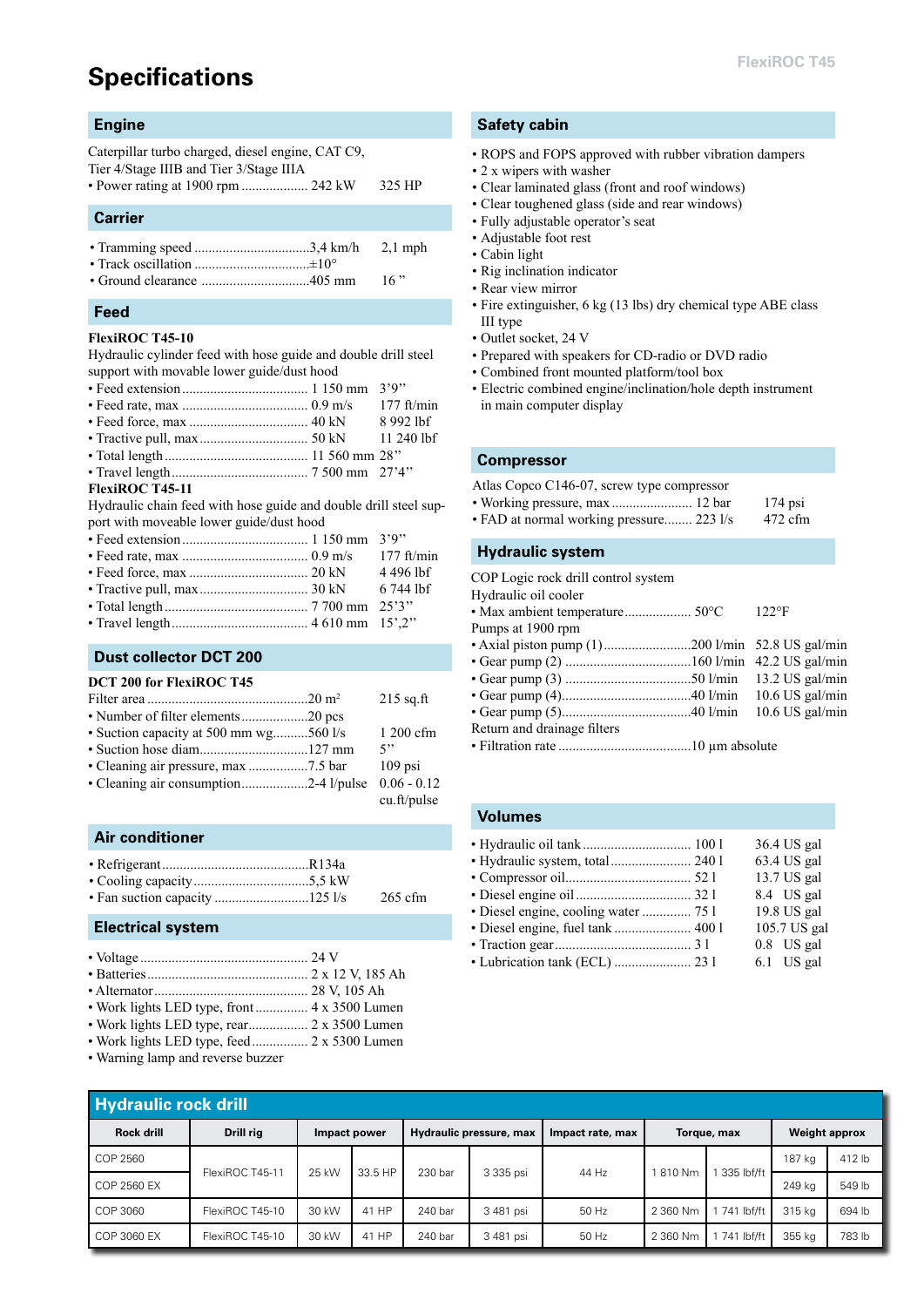# Specifications

## Engine

Caterpillar turbo charged, diesel engine, CAT C9, Tier 4/Stage IIIB and Tier 3/Stage IIIA

- Power rating at 1900 rpm .................. 242 kW 325 HP

## Carrier

- Tramming speed .................................3,4 km/h 2,1 mph
- Track oscillation .................................±10°
- Ground clearance ...............................405 mm 16 ”

## Feed

**FlexiROC T45-10**

Hydraulic cylinder feed with hose guide and double drill steel support with movable lower guide/dust hood

- Feed extension.................................... 1 150 mm 3'9”
- Feed rate, max .................................... 0.9 m/s 177 ft/min
- Feed force, max .................................. 40 kN 8 992 lbf
- Tractive pull, max............................... 50 kN 11 240 lbf
- Total length......................................... 11 560 mm 28”
- Travel length....................................... 7 500 mm 27'4”

**FlexiROC T45-11**

Hydraulic chain feed with hose guide and double drill steel support with moveable lower guide/dust hood

- Feed extension.................................... 1 150 mm 3'9”
- Feed rate, max .................................... 0.9 m/s 177 ft/min
- Feed force, max .................................. 20 kN 4 496 lbf
- Tractive pull, max............................... 30 kN 6 744 lbf
- Total length......................................... 7 700 mm 25'3”
- Travel length....................................... 4 610 mm 15',2”

## Dust collector DCT 200

**DCT 200 for FlexiROC T45**

Filter area ...............................................20 m² 215 sq.ft

- Number of filter elements...................20 pcs
- Suction capacity at 500 mm wg..........560 l/s 1 200 cfm
- Suction hose diam...............................127 mm 5”
- Cleaning air pressure, max .................7.5 bar 109 psi
- Cleaning air consumption...................2-4 l/pulse 0.06 - 0.12 cu.ft/pulse

## Air conditioner

- Refrigerant..........................................R134a
- Cooling capacity..................................5,5 kW
- Fan suction capacity ...........................125 l/s 265 cfm

## Electrical system

- Voltage ................................................ 24 V
- Batteries.............................................. 2 x 12 V, 185 Ah
- Alternator........................................... 28 V, 105 Ah
- Work lights LED type, front............... 4 x 3500 Lumen
- Work lights LED type, rear................. 2 x 3500 Lumen
- Work lights LED type, feed............... 2 x 5300 Lumen
- Warning lamp and reverse buzzer

## Safety cabin

- ROPS and FOPS approved with rubber vibration dampers
- 2 x wipers with washer
- Clear laminated glass (front and roof windows)
- Clear toughened glass (side and rear windows)
- Fully adjustable operator's seat
- Adjustable foot rest
- Cabin light
- Rig inclination indicator
- Rear view mirror
- Fire extinguisher, 6 kg (13 lbs) dry chemical type ABE class III type
- Outlet socket, 24 V
- Prepared with speakers for CD-radio or DVD radio
- Combined front mounted platform/tool box
- Electric combined engine/inclination/hole depth instrument in main computer display

## Compressor

Atlas Copco C146-07, screw type compressor

- Working pressure, max ....................... 12 bar 174 psi
- FAD at normal working pressure........ 223 l/s 472 cfm

## Hydraulic system

COP Logic rock drill control system

Hydraulic oil cooler

- Max ambient temperature................... 50°C 122°F

Pumps at 1900 rpm

- Axial piston pump (1).........................200 l/min 52.8 US gal/min
- Gear pump (2) ....................................160 l/min 42.2 US gal/min
- Gear pump (3) ....................................50 l/min 13.2 US gal/min
- Gear pump (4).....................................40 l/min 10.6 US gal/min
- Gear pump (5).....................................40 l/min 10.6 US gal/min

Return and drainage filters

- Filtration rate ......................................10 µm absolute

## Volumes

- Hydraulic oil tank ............................... 100 l 36.4 US gal
- Hydraulic system, total....................... 240 l 63.4 US gal
- Compressor oil.................................... 52 l 13.7 US gal
- Diesel engine oil ................................. 32 l 8.4 US gal
- Diesel engine, cooling water ............. 75 l 19.8 US gal
- Diesel engine, fuel tank ...................... 400 l 105.7 US gal
- Traction gear....................................... 3 l 0.8 US gal
- Lubrication tank (ECL) ...................... 23 l 6.1 US gal

## Hydraulic rock drill

| Rock drill | Drill rig | Impact power | | Hydraulic pressure, max | | Impact rate, max | Torque, max | | Weight approx | |
|---|---|---|---|---|---|---|---|---|---|---|
| COP 2560 | FlexiROC T45-11 | 25 kW | 33.5 HP | 230 bar | 3 335 psi | 44 Hz | 1 810 Nm | 1 335 lbf/ft | 187 kg | 412 lb |
| COP 2560 EX | FlexiROC T45-11 | 25 kW | 33.5 HP | 230 bar | 3 335 psi | 44 Hz | 1 810 Nm | 1 335 lbf/ft | 249 kg | 549 lb |
| COP 3060 | FlexiROC T45-10 | 30 kW | 41 HP | 240 bar | 3 481 psi | 50 Hz | 2 360 Nm | 1 741 lbf/ft | 315 kg | 694 lb |
| COP 3060 EX | FlexiROC T45-10 | 30 kW | 41 HP | 240 bar | 3 481 psi | 50 Hz | 2 360 Nm | 1 741 lbf/ft | 355 kg | 783 lb |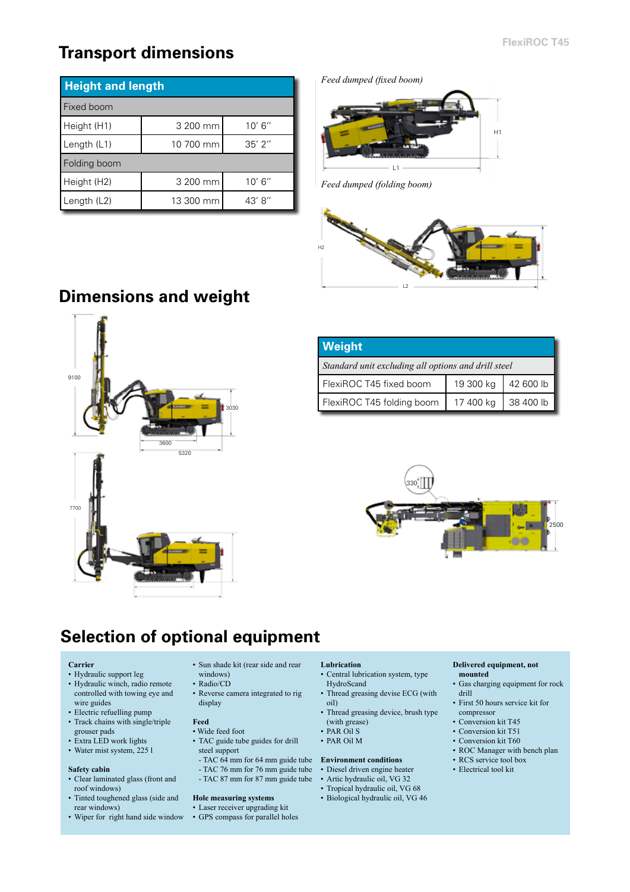# Transport dimensions

| Height and length | | |
|---|---|---|
| **Fixed boom** | | |
| Height (H1) | 3 200 mm | 10′ 6″ |
| Length (L1) | 10 700 mm | 35′ 2″ |
| **Folding boom** | | |
| Height (H2) | 3 200 mm | 10′ 6″ |
| Length (L2) | 13 300 mm | 43′ 8″ |

*Feed dumped (fixed boom)*

*Feed dumped (folding boom)*

# Dimensions and weight

| Weight | | |
|---|---|---|
| *Standard unit excluding all options and drill steel* | | |
| FlexiROC T45 fixed boom | 19 300 kg | 42 600 lb |
| FlexiROC T45 folding boom | 17 400 kg | 38 400 lb |

# Selection of optional equipment

**Carrier**
- Hydraulic support leg
- Hydraulic winch, radio remote controlled with towing eye and wire guides
- Electric refuelling pump
- Track chains with single/triple grouser pads
- Extra LED work lights
- Water mist system, 225 l

**Safety cabin**
- Clear laminated glass (front and roof windows)
- Tinted toughened glass (side and rear windows)
- Wiper for right hand side window
- Sun shade kit (rear side and rear windows)
- Radio/CD
- Reverse camera integrated to rig display

**Feed**
- Wide feed foot
- TAC guide tube guides for drill steel support
  - TAC 64 mm for 64 mm guide tube
  - TAC 76 mm for 76 mm guide tube
  - TAC 87 mm for 87 mm guide tube

**Hole measuring systems**
- Laser receiver upgrading kit
- GPS compass for parallel holes

**Lubrication**
- Central lubrication system, type HydroScand
- Thread greasing devise ECG (with oil)
- Thread greasing device, brush type (with grease)
- PAR Oil S
- PAR Oil M

**Environment conditions**
- Diesel driven engine heater
- Artic hydraulic oil, VG 32
- Tropical hydraulic oil, VG 68
- Biological hydraulic oil, VG 46

**Delivered equipment, not mounted**
- Gas charging equipment for rock drill
- First 50 hours service kit for compressor
- Conversion kit T45
- Conversion kit T51
- Conversion kit T60
- ROC Manager with bench plan
- RCS service tool box
- Electrical tool kit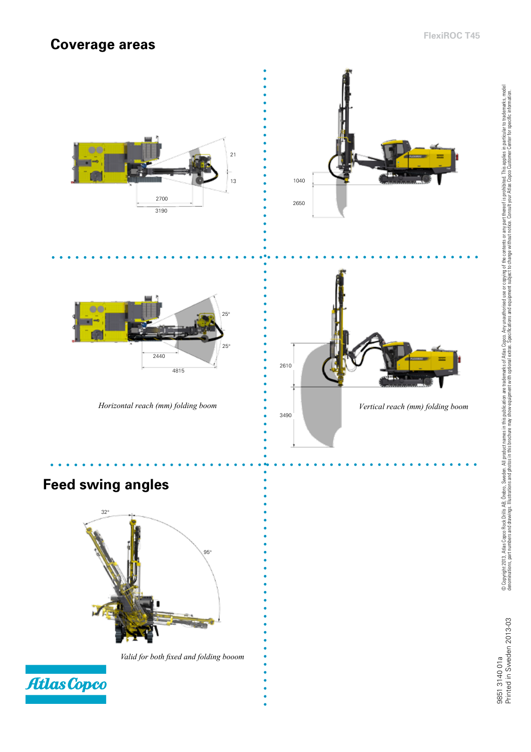## Coverage areas

21

13

2700

3190

1040

2650

25°

25°

2440

4815

*Horizontal reach (mm) folding boom*

2610

3490

*Vertical reach (mm) folding boom*

## Feed swing angles

32°

95°

*Valid for both fixed and folding booom*

© Copyright 2013, Atlas Copco Rock Drills AB, Örebro, Sweden. All product names in this publication are trademarks of Atlas Copco. Any unauthorised use or copying of the contents or any part thereof is prohibited. This applies in particular to trademarks, model denominations, part numbers and drawings. Illustrations and photos in this brochure may show equipment with optional extras. Specifications and equipment subject to change without notice. Consult your Atlas Copco Customer Center for specific information.

9851 3140 01a
Printed in Sweden 2013-03

Atlas Copco